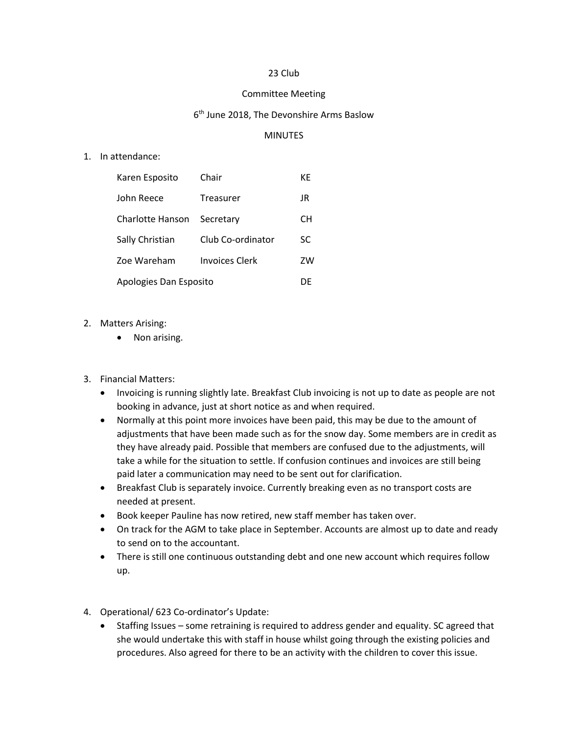23 Club

Committee Meeting

6th June 2018, The Devonshire Arms Baslow

MINUTES

1. In attendance:

| | | |
|---|---|---|
| Karen Esposito | Chair | KE |
| John Reece | Treasurer | JR |
| Charlotte Hanson | Secretary | CH |
| Sally Christian | Club Co-ordinator | SC |
| Zoe Wareham | Invoices Clerk | ZW |
| Apologies Dan Esposito | | DE |

2. Matters Arising:
   - Non arising.

3. Financial Matters:
   - Invoicing is running slightly late. Breakfast Club invoicing is not up to date as people are not booking in advance, just at short notice as and when required.
   - Normally at this point more invoices have been paid, this may be due to the amount of adjustments that have been made such as for the snow day. Some members are in credit as they have already paid. Possible that members are confused due to the adjustments, will take a while for the situation to settle. If confusion continues and invoices are still being paid later a communication may need to be sent out for clarification.
   - Breakfast Club is separately invoice. Currently breaking even as no transport costs are needed at present.
   - Book keeper Pauline has now retired, new staff member has taken over.
   - On track for the AGM to take place in September. Accounts are almost up to date and ready to send on to the accountant.
   - There is still one continuous outstanding debt and one new account which requires follow up.

4. Operational/ 623 Co-ordinator's Update:
   - Staffing Issues – some retraining is required to address gender and equality. SC agreed that she would undertake this with staff in house whilst going through the existing policies and procedures. Also agreed for there to be an activity with the children to cover this issue.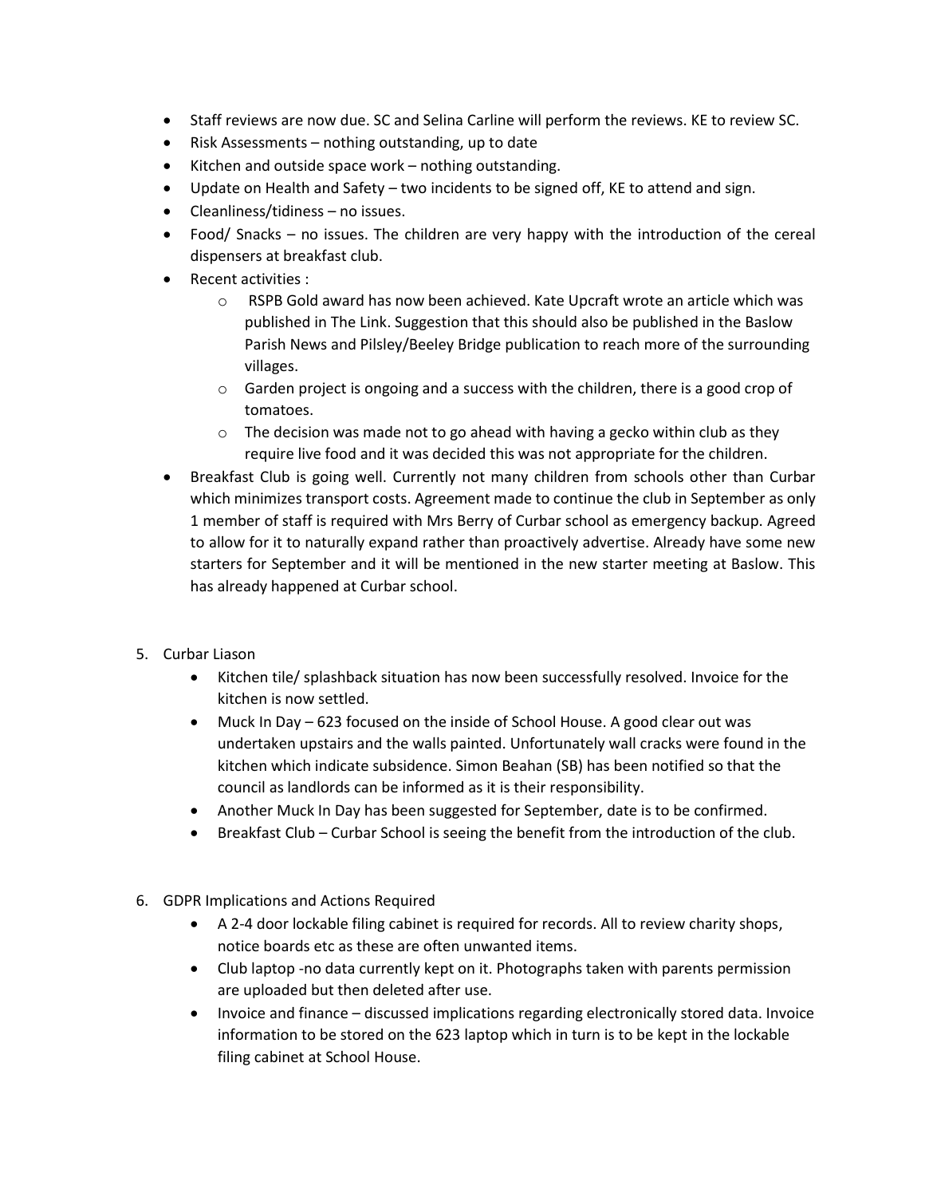- Staff reviews are now due. SC and Selina Carline will perform the reviews. KE to review SC.
- Risk Assessments – nothing outstanding, up to date
- Kitchen and outside space work – nothing outstanding.
- Update on Health and Safety – two incidents to be signed off, KE to attend and sign.
- Cleanliness/tidiness – no issues.
- Food/ Snacks – no issues. The children are very happy with the introduction of the cereal dispensers at breakfast club.
- Recent activities :
    - RSPB Gold award has now been achieved. Kate Upcraft wrote an article which was published in The Link. Suggestion that this should also be published in the Baslow Parish News and Pilsley/Beeley Bridge publication to reach more of the surrounding villages.
    - Garden project is ongoing and a success with the children, there is a good crop of tomatoes.
    - The decision was made not to go ahead with having a gecko within club as they require live food and it was decided this was not appropriate for the children.
- Breakfast Club is going well. Currently not many children from schools other than Curbar which minimizes transport costs. Agreement made to continue the club in September as only 1 member of staff is required with Mrs Berry of Curbar school as emergency backup. Agreed to allow for it to naturally expand rather than proactively advertise. Already have some new starters for September and it will be mentioned in the new starter meeting at Baslow. This has already happened at Curbar school.

5. Curbar Liason
    - Kitchen tile/ splashback situation has now been successfully resolved. Invoice for the kitchen is now settled.
    - Muck In Day – 623 focused on the inside of School House. A good clear out was undertaken upstairs and the walls painted. Unfortunately wall cracks were found in the kitchen which indicate subsidence. Simon Beahan (SB) has been notified so that the council as landlords can be informed as it is their responsibility.
    - Another Muck In Day has been suggested for September, date is to be confirmed.
    - Breakfast Club – Curbar School is seeing the benefit from the introduction of the club.

6. GDPR Implications and Actions Required
    - A 2-4 door lockable filing cabinet is required for records. All to review charity shops, notice boards etc as these are often unwanted items.
    - Club laptop -no data currently kept on it. Photographs taken with parents permission are uploaded but then deleted after use.
    - Invoice and finance – discussed implications regarding electronically stored data. Invoice information to be stored on the 623 laptop which in turn is to be kept in the lockable filing cabinet at School House.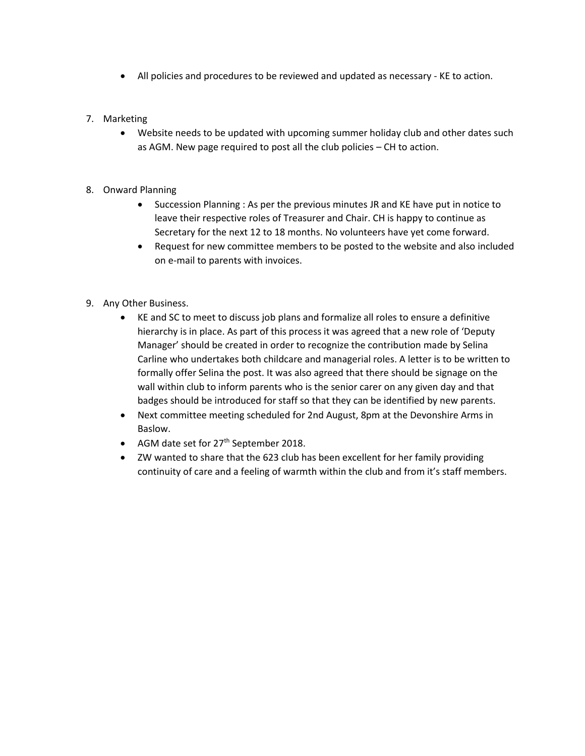- All policies and procedures to be reviewed and updated as necessary - KE to action.

7. Marketing
    - Website needs to be updated with upcoming summer holiday club and other dates such as AGM. New page required to post all the club policies – CH to action.

8. Onward Planning
    - Succession Planning : As per the previous minutes JR and KE have put in notice to leave their respective roles of Treasurer and Chair. CH is happy to continue as Secretary for the next 12 to 18 months. No volunteers have yet come forward.
    - Request for new committee members to be posted to the website and also included on e-mail to parents with invoices.

9. Any Other Business.
    - KE and SC to meet to discuss job plans and formalize all roles to ensure a definitive hierarchy is in place. As part of this process it was agreed that a new role of 'Deputy Manager' should be created in order to recognize the contribution made by Selina Carline who undertakes both childcare and managerial roles. A letter is to be written to formally offer Selina the post. It was also agreed that there should be signage on the wall within club to inform parents who is the senior carer on any given day and that badges should be introduced for staff so that they can be identified by new parents.
    - Next committee meeting scheduled for 2nd August, 8pm at the Devonshire Arms in Baslow.
    - AGM date set for 27th September 2018.
    - ZW wanted to share that the 623 club has been excellent for her family providing continuity of care and a feeling of warmth within the club and from it's staff members.